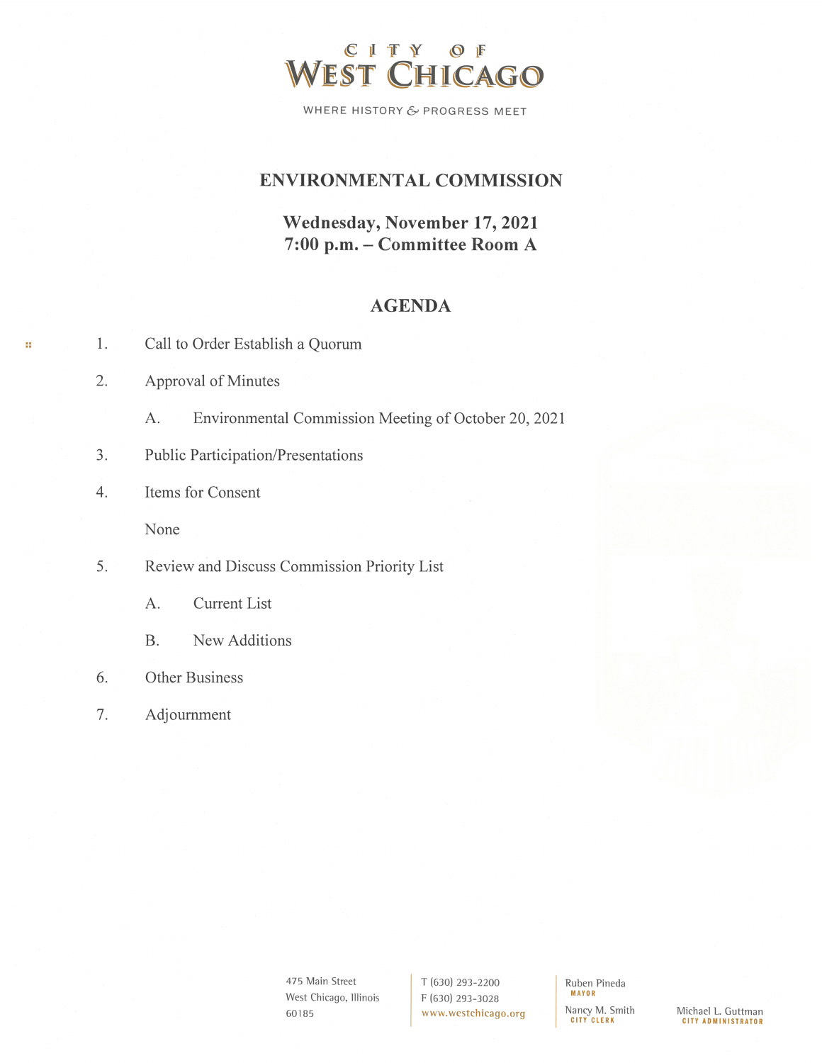# CITY OF WEST CHICAGO

WHERE HISTORY & PROGRESS MEET

## ENVIRONMENTAL COMMISSION

**Wednesday, November 17, 2021**
**7:00 p.m. – Committee Room A**

## AGENDA

1. Call to Order Establish a Quorum

2. Approval of Minutes

   A. Environmental Commission Meeting of October 20, 2021

3. Public Participation/Presentations

4. Items for Consent

   None

5. Review and Discuss Commission Priority List

   A. Current List

   B. New Additions

6. Other Business

7. Adjournment

475 Main Street
West Chicago, Illinois
60185

T (630) 293-2200
F (630) 293-3028
www.westchicago.org

Ruben Pineda
MAYOR

Nancy M. Smith
CITY CLERK

Michael L. Guttman
CITY ADMINISTRATOR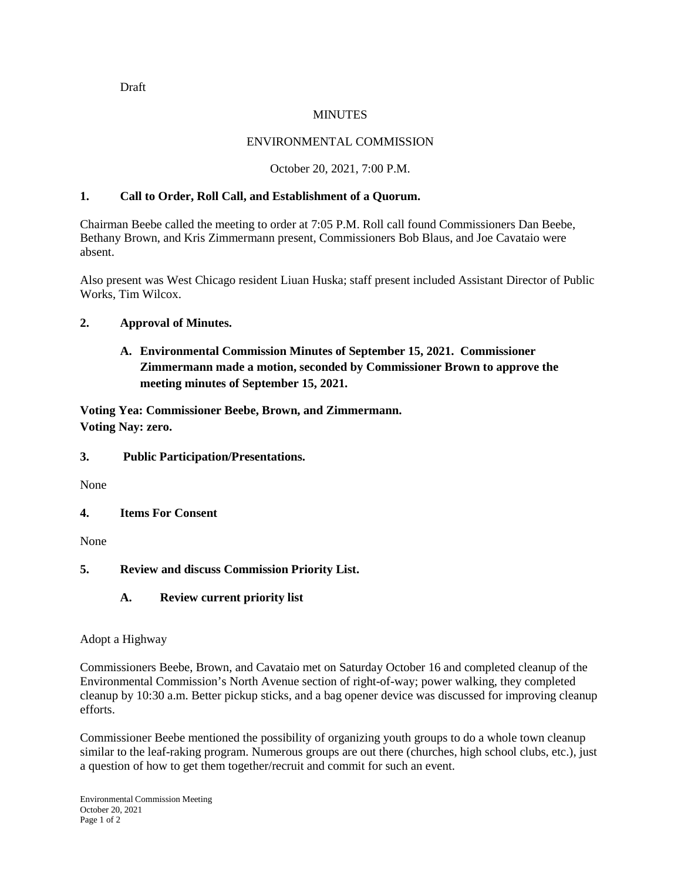Draft

MINUTES

ENVIRONMENTAL COMMISSION

October 20, 2021, 7:00 P.M.

## 1. Call to Order, Roll Call, and Establishment of a Quorum.

Chairman Beebe called the meeting to order at 7:05 P.M. Roll call found Commissioners Dan Beebe, Bethany Brown, and Kris Zimmermann present, Commissioners Bob Blaus, and Joe Cavataio were absent.

Also present was West Chicago resident Liuan Huska; staff present included Assistant Director of Public Works, Tim Wilcox.

## 2. Approval of Minutes.

**A. Environmental Commission Minutes of September 15, 2021. Commissioner Zimmermann made a motion, seconded by Commissioner Brown to approve the meeting minutes of September 15, 2021.**

**Voting Yea: Commissioner Beebe, Brown, and Zimmermann.**
**Voting Nay: zero.**

## 3. Public Participation/Presentations.

None

## 4. Items For Consent

None

## 5. Review and discuss Commission Priority List.

### A. Review current priority list

Adopt a Highway

Commissioners Beebe, Brown, and Cavataio met on Saturday October 16 and completed cleanup of the Environmental Commission's North Avenue section of right-of-way; power walking, they completed cleanup by 10:30 a.m. Better pickup sticks, and a bag opener device was discussed for improving cleanup efforts.

Commissioner Beebe mentioned the possibility of organizing youth groups to do a whole town cleanup similar to the leaf-raking program. Numerous groups are out there (churches, high school clubs, etc.), just a question of how to get them together/recruit and commit for such an event.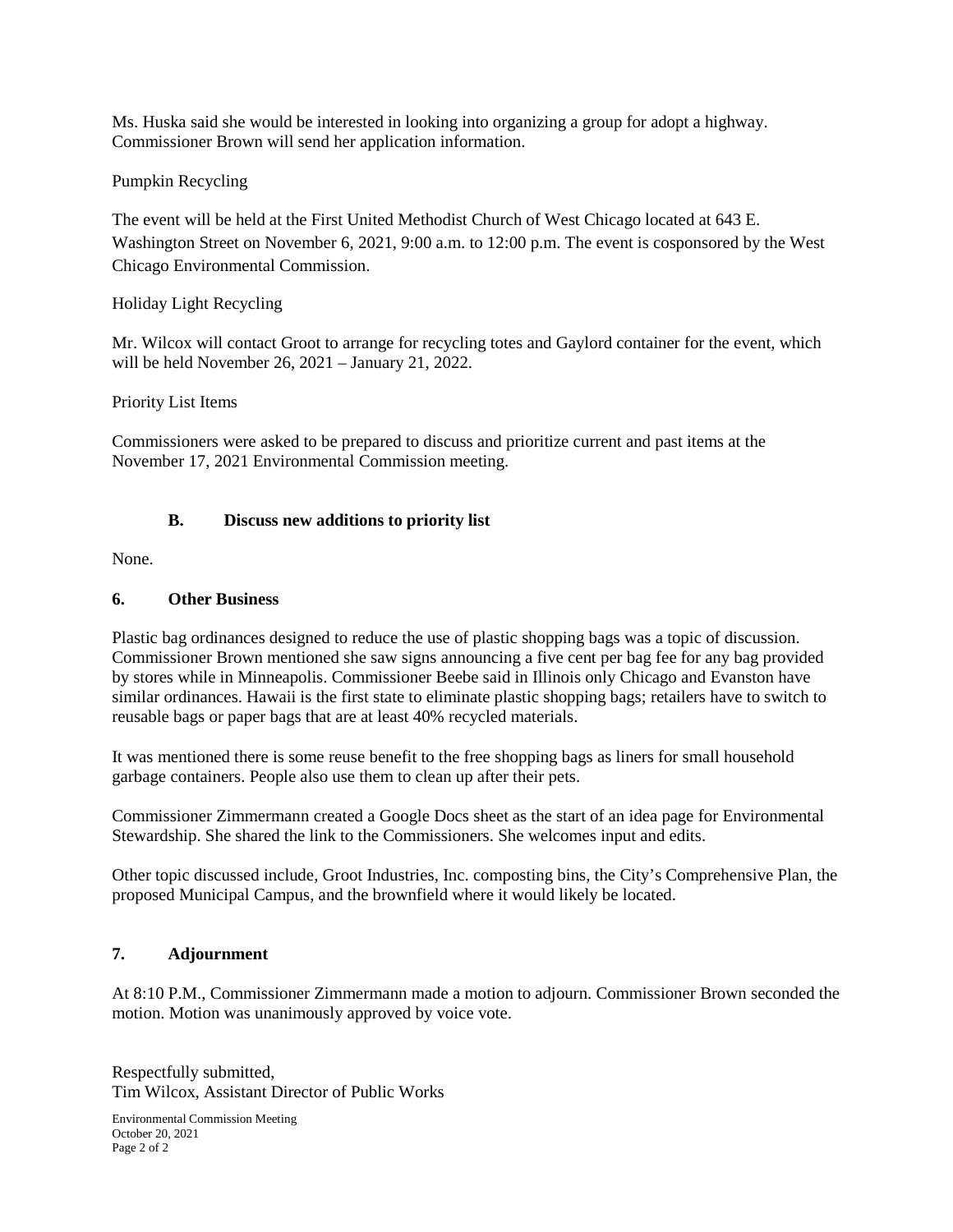Ms. Huska said she would be interested in looking into organizing a group for adopt a highway. Commissioner Brown will send her application information.

Pumpkin Recycling

The event will be held at the First United Methodist Church of West Chicago located at 643 E. Washington Street on November 6, 2021, 9:00 a.m. to 12:00 p.m. The event is cosponsored by the West Chicago Environmental Commission.

Holiday Light Recycling

Mr. Wilcox will contact Groot to arrange for recycling totes and Gaylord container for the event, which will be held November 26, 2021 – January 21, 2022.

Priority List Items

Commissioners were asked to be prepared to discuss and prioritize current and past items at the November 17, 2021 Environmental Commission meeting.

### B. Discuss new additions to priority list

None.

## 6. Other Business

Plastic bag ordinances designed to reduce the use of plastic shopping bags was a topic of discussion. Commissioner Brown mentioned she saw signs announcing a five cent per bag fee for any bag provided by stores while in Minneapolis. Commissioner Beebe said in Illinois only Chicago and Evanston have similar ordinances. Hawaii is the first state to eliminate plastic shopping bags; retailers have to switch to reusable bags or paper bags that are at least 40% recycled materials.

It was mentioned there is some reuse benefit to the free shopping bags as liners for small household garbage containers. People also use them to clean up after their pets.

Commissioner Zimmermann created a Google Docs sheet as the start of an idea page for Environmental Stewardship. She shared the link to the Commissioners. She welcomes input and edits.

Other topic discussed include, Groot Industries, Inc. composting bins, the City's Comprehensive Plan, the proposed Municipal Campus, and the brownfield where it would likely be located.

## 7. Adjournment

At 8:10 P.M., Commissioner Zimmermann made a motion to adjourn. Commissioner Brown seconded the motion. Motion was unanimously approved by voice vote.

Respectfully submitted,
Tim Wilcox, Assistant Director of Public Works